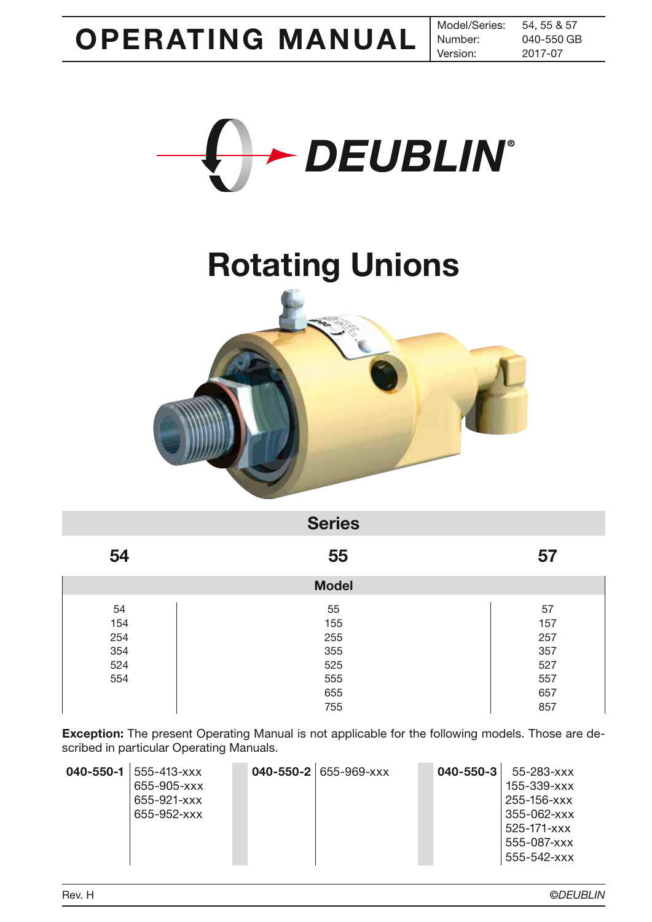# OPERATING MANUAL

| Model/Series: | 54, 55 & 57 |
|---|---|
| Number: | 040-550 GB |
| Version: | 2017-07 |

DEUBLIN®

# Rotating Unions

| Series | | |
|---|---|---|
| **54** | **55** | **57** |
| **Model** | | |
| 54 | 55 | 57 |
| 154 | 155 | 157 |
| 254 | 255 | 257 |
| 354 | 355 | 357 |
| 524 | 525 | 527 |
| 554 | 555 | 557 |
| | 655 | 657 |
| | 755 | 857 |

**Exception:** The present Operating Manual is not applicable for the following models. Those are described in particular Operating Manuals.

| **040-550-1** | **040-550-2** | **040-550-3** |
|---|---|---|
| 555-413-xxx | 655-969-xxx | 55-283-xxx |
| 655-905-xxx | | 155-339-xxx |
| 655-921-xxx | | 255-156-xxx |
| 655-952-xxx | | 355-062-xxx |
| | | 525-171-xxx |
| | | 555-087-xxx |
| | | 555-542-xxx |

Rev. H

©DEUBLIN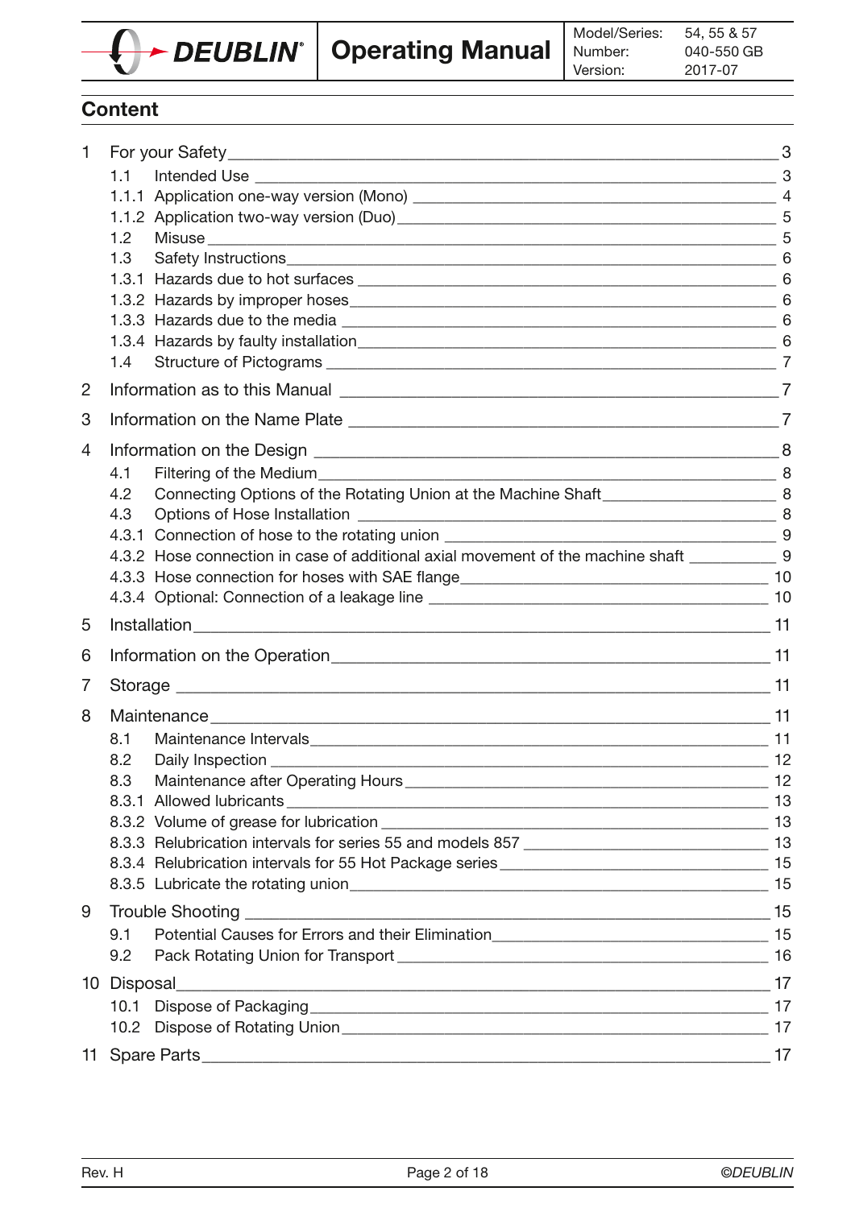## Content

| | | |
|---|---|---|
| 1 | For your Safety | 3 |
| 1.1 | Intended Use | 3 |
| 1.1.1 | Application one-way version (Mono) | 4 |
| 1.1.2 | Application two-way version (Duo) | 5 |
| 1.2 | Misuse | 5 |
| 1.3 | Safety Instructions | 6 |
| 1.3.1 | Hazards due to hot surfaces | 6 |
| 1.3.2 | Hazards by improper hoses | 6 |
| 1.3.3 | Hazards due to the media | 6 |
| 1.3.4 | Hazards by faulty installation | 6 |
| 1.4 | Structure of Pictograms | 7 |
| 2 | Information as to this Manual | 7 |
| 3 | Information on the Name Plate | 7 |
| 4 | Information on the Design | 8 |
| 4.1 | Filtering of the Medium | 8 |
| 4.2 | Connecting Options of the Rotating Union at the Machine Shaft | 8 |
| 4.3 | Options of Hose Installation | 8 |
| 4.3.1 | Connection of hose to the rotating union | 9 |
| 4.3.2 | Hose connection in case of additional axial movement of the machine shaft | 9 |
| 4.3.3 | Hose connection for hoses with SAE flange | 10 |
| 4.3.4 | Optional: Connection of a leakage line | 10 |
| 5 | Installation | 11 |
| 6 | Information on the Operation | 11 |
| 7 | Storage | 11 |
| 8 | Maintenance | 11 |
| 8.1 | Maintenance Intervals | 11 |
| 8.2 | Daily Inspection | 12 |
| 8.3 | Maintenance after Operating Hours | 12 |
| 8.3.1 | Allowed lubricants | 13 |
| 8.3.2 | Volume of grease for lubrication | 13 |
| 8.3.3 | Relubrication intervals for series 55 and models 857 | 13 |
| 8.3.4 | Relubrication intervals for 55 Hot Package series | 15 |
| 8.3.5 | Lubricate the rotating union | 15 |
| 9 | Trouble Shooting | 15 |
| 9.1 | Potential Causes for Errors and their Elimination | 15 |
| 9.2 | Pack Rotating Union for Transport | 16 |
| 10 | Disposal | 17 |
| 10.1 | Dispose of Packaging | 17 |
| 10.2 | Dispose of Rotating Union | 17 |
| 11 | Spare Parts | 17 |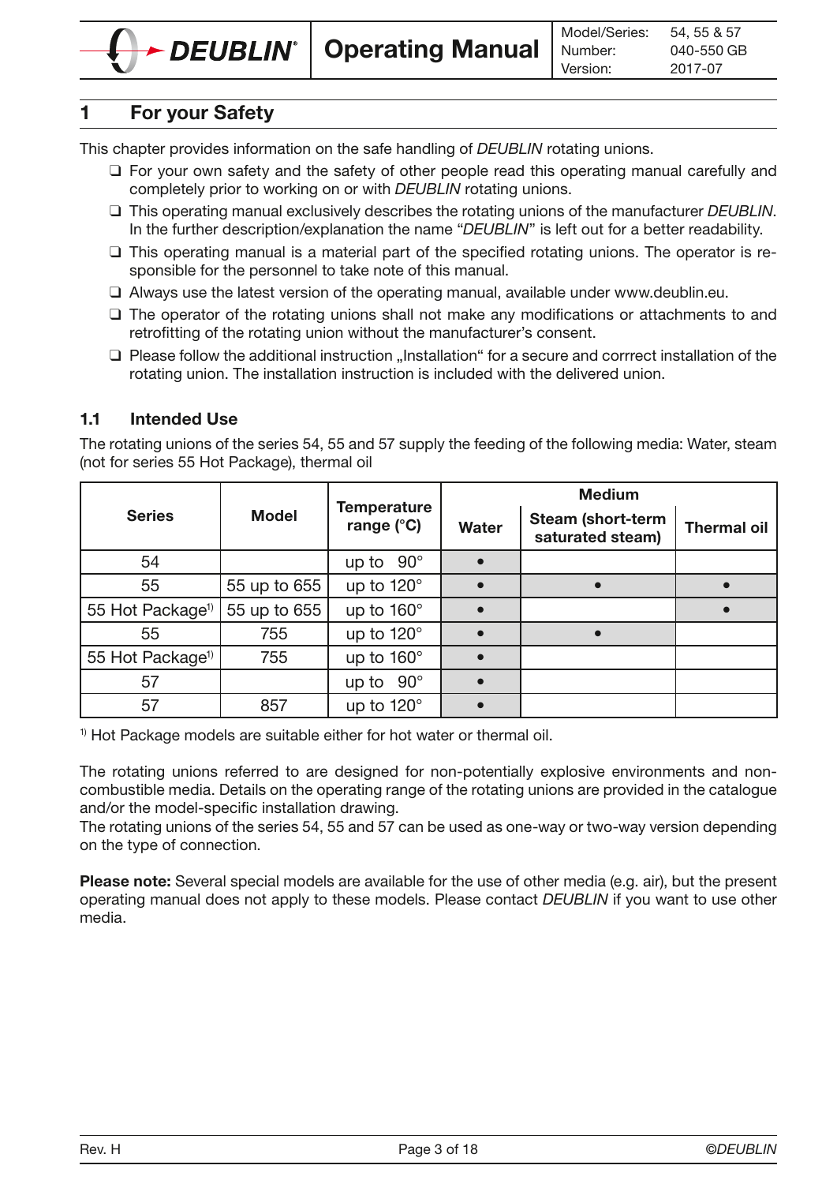# 1 For your Safety

This chapter provides information on the safe handling of *DEUBLIN* rotating unions.

- ❑ For your own safety and the safety of other people read this operating manual carefully and completely prior to working on or with *DEUBLIN* rotating unions.
- ❑ This operating manual exclusively describes the rotating unions of the manufacturer *DEUBLIN*. In the further description/explanation the name "*DEUBLIN*" is left out for a better readability.
- ❑ This operating manual is a material part of the specified rotating unions. The operator is responsible for the personnel to take note of this manual.
- ❑ Always use the latest version of the operating manual, available under www.deublin.eu.
- ❑ The operator of the rotating unions shall not make any modifications or attachments to and retrofitting of the rotating union without the manufacturer's consent.
- ❑ Please follow the additional instruction „Installation" for a secure and corrrect installation of the rotating union. The installation instruction is included with the delivered union.

## 1.1 Intended Use

The rotating unions of the series 54, 55 and 57 supply the feeding of the following media: Water, steam (not for series 55 Hot Package), thermal oil

| Series | Model | Temperature range (°C) | Medium | | |
|---|---|---|---|---|---|
| | | | Water | Steam (short-term saturated steam) | Thermal oil |
| 54 | | up to 90° | • | | |
| 55 | 55 up to 655 | up to 120° | • | • | • |
| 55 Hot Package[1] | 55 up to 655 | up to 160° | • | | • |
| 55 | 755 | up to 120° | • | • | |
| 55 Hot Package[1] | 755 | up to 160° | • | | |
| 57 | | up to 90° | • | | |
| 57 | 857 | up to 120° | • | | |

[1] Hot Package models are suitable either for hot water or thermal oil.

The rotating unions referred to are designed for non-potentially explosive environments and non-combustible media. Details on the operating range of the rotating unions are provided in the catalogue and/or the model-specific installation drawing.
The rotating unions of the series 54, 55 and 57 can be used as one-way or two-way version depending on the type of connection.

**Please note:** Several special models are available for the use of other media (e.g. air), but the present operating manual does not apply to these models. Please contact *DEUBLIN* if you want to use other media.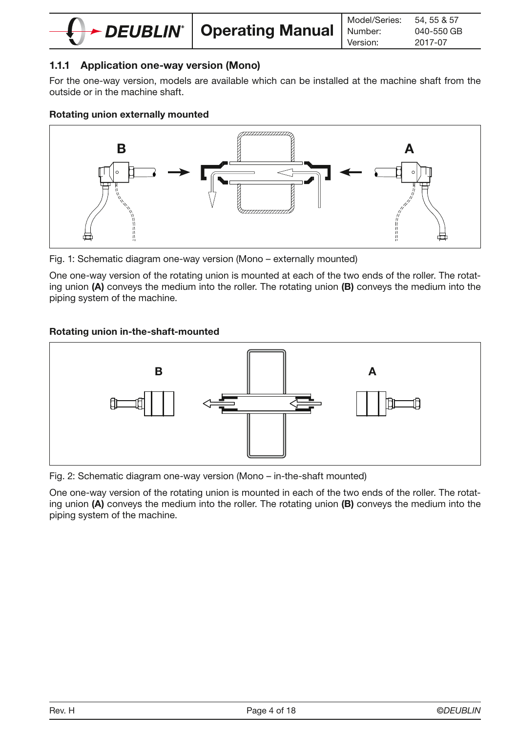### 1.1.1 Application one-way version (Mono)

For the one-way version, models are available which can be installed at the machine shaft from the outside or in the machine shaft.

**Rotating union externally mounted**

Fig. 1: Schematic diagram one-way version (Mono – externally mounted)

One one-way version of the rotating union is mounted at each of the two ends of the roller. The rotating union **(A)** conveys the medium into the roller. The rotating union **(B)** conveys the medium into the piping system of the machine.

**Rotating union in-the-shaft-mounted**

Fig. 2: Schematic diagram one-way version (Mono – in-the-shaft mounted)

One one-way version of the rotating union is mounted in each of the two ends of the roller. The rotating union **(A)** conveys the medium into the roller. The rotating union **(B)** conveys the medium into the piping system of the machine.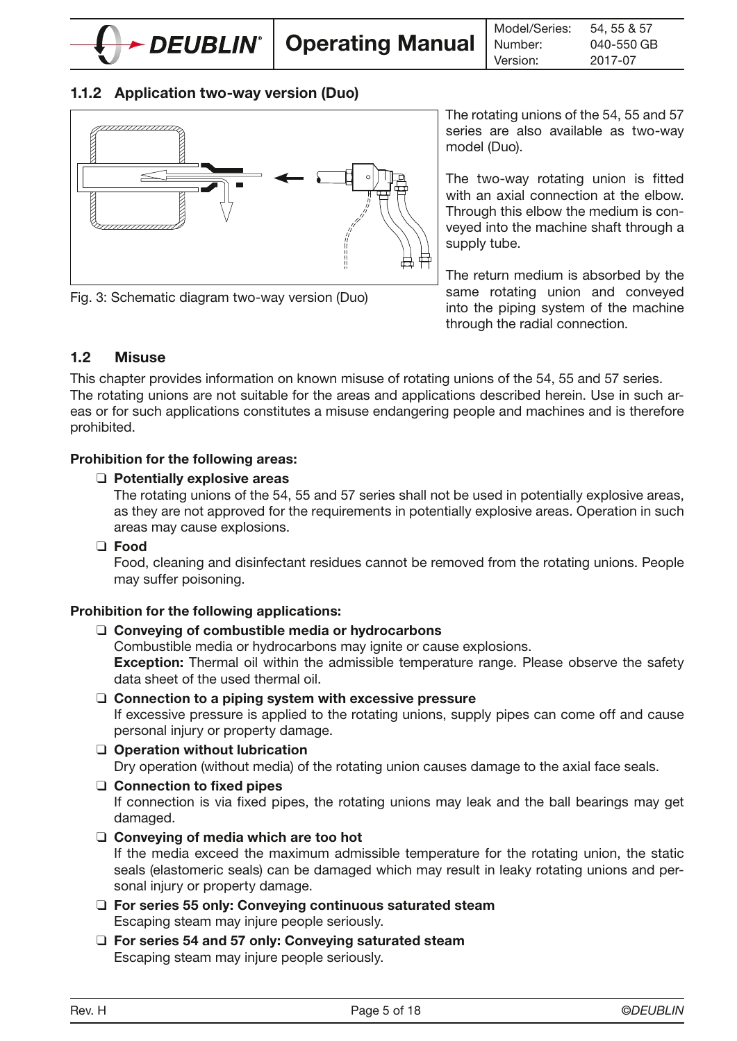### 1.1.2 Application two-way version (Duo)

Fig. 3: Schematic diagram two-way version (Duo)

The rotating unions of the 54, 55 and 57 series are also available as two-way model (Duo).

The two-way rotating union is fitted with an axial connection at the elbow. Through this elbow the medium is conveyed into the machine shaft through a supply tube.

The return medium is absorbed by the same rotating union and conveyed into the piping system of the machine through the radial connection.

## 1.2 Misuse

This chapter provides information on known misuse of rotating unions of the 54, 55 and 57 series. The rotating unions are not suitable for the areas and applications described herein. Use in such areas or for such applications constitutes a misuse endangering people and machines and is therefore prohibited.

**Prohibition for the following areas:**

- **Potentially explosive areas**
  The rotating unions of the 54, 55 and 57 series shall not be used in potentially explosive areas, as they are not approved for the requirements in potentially explosive areas. Operation in such areas may cause explosions.
- **Food**
  Food, cleaning and disinfectant residues cannot be removed from the rotating unions. People may suffer poisoning.

**Prohibition for the following applications:**

- **Conveying of combustible media or hydrocarbons**
  Combustible media or hydrocarbons may ignite or cause explosions.
  **Exception:** Thermal oil within the admissible temperature range. Please observe the safety data sheet of the used thermal oil.
- **Connection to a piping system with excessive pressure**
  If excessive pressure is applied to the rotating unions, supply pipes can come off and cause personal injury or property damage.
- **Operation without lubrication**
  Dry operation (without media) of the rotating union causes damage to the axial face seals.
- **Connection to fixed pipes**
  If connection is via fixed pipes, the rotating unions may leak and the ball bearings may get damaged.
- **Conveying of media which are too hot**
  If the media exceed the maximum admissible temperature for the rotating union, the static seals (elastomeric seals) can be damaged which may result in leaky rotating unions and personal injury or property damage.
- **For series 55 only: Conveying continuous saturated steam**
  Escaping steam may injure people seriously.
- **For series 54 and 57 only: Conveying saturated steam**
  Escaping steam may injure people seriously.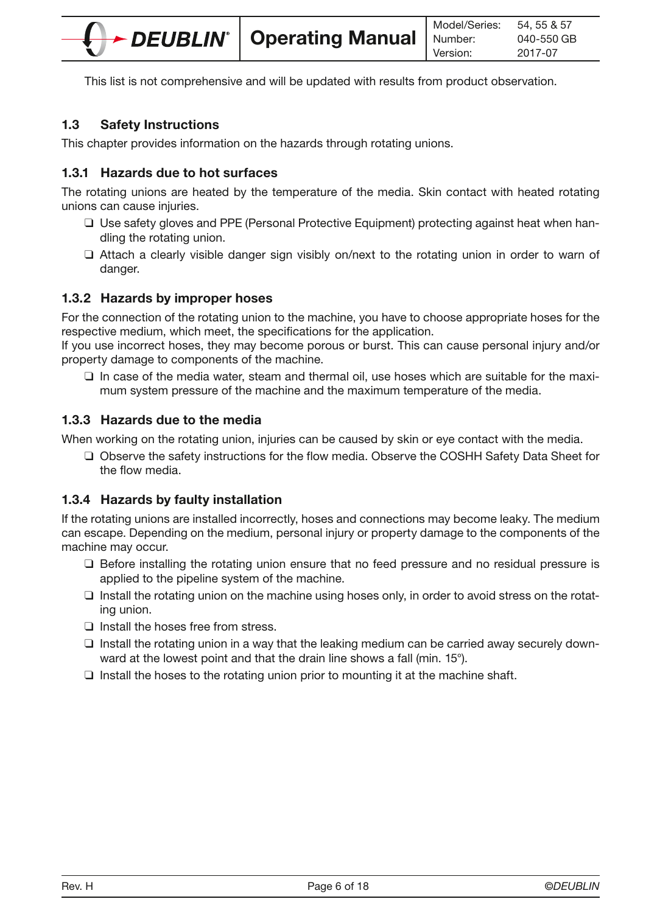This list is not comprehensive and will be updated with results from product observation.

## 1.3 Safety Instructions

This chapter provides information on the hazards through rotating unions.

### 1.3.1 Hazards due to hot surfaces

The rotating unions are heated by the temperature of the media. Skin contact with heated rotating unions can cause injuries.

- ❑ Use safety gloves and PPE (Personal Protective Equipment) protecting against heat when handling the rotating union.
- ❑ Attach a clearly visible danger sign visibly on/next to the rotating union in order to warn of danger.

### 1.3.2 Hazards by improper hoses

For the connection of the rotating union to the machine, you have to choose appropriate hoses for the respective medium, which meet, the specifications for the application.
If you use incorrect hoses, they may become porous or burst. This can cause personal injury and/or property damage to components of the machine.

- ❑ In case of the media water, steam and thermal oil, use hoses which are suitable for the maximum system pressure of the machine and the maximum temperature of the media.

### 1.3.3 Hazards due to the media

When working on the rotating union, injuries can be caused by skin or eye contact with the media.

- ❑ Observe the safety instructions for the flow media. Observe the COSHH Safety Data Sheet for the flow media.

### 1.3.4 Hazards by faulty installation

If the rotating unions are installed incorrectly, hoses and connections may become leaky. The medium can escape. Depending on the medium, personal injury or property damage to the components of the machine may occur.

- ❑ Before installing the rotating union ensure that no feed pressure and no residual pressure is applied to the pipeline system of the machine.
- ❑ Install the rotating union on the machine using hoses only, in order to avoid stress on the rotating union.
- ❑ Install the hoses free from stress.
- ❑ Install the rotating union in a way that the leaking medium can be carried away securely downward at the lowest point and that the drain line shows a fall (min. 15°).
- ❑ Install the hoses to the rotating union prior to mounting it at the machine shaft.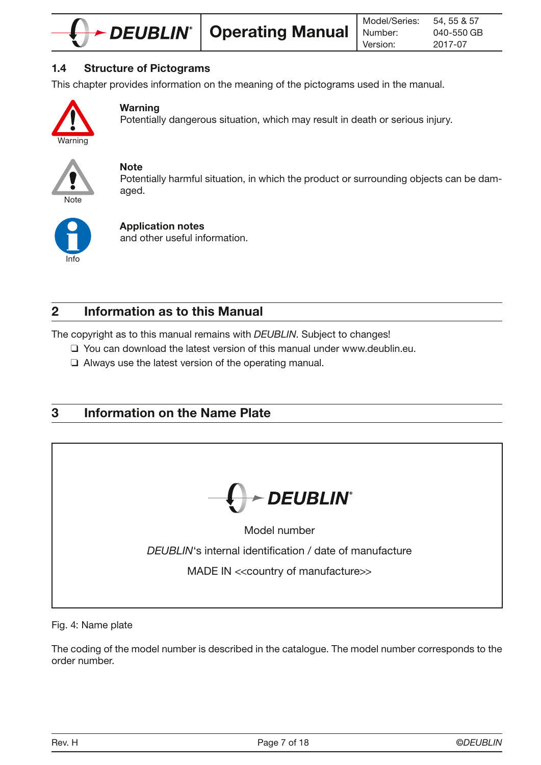### 1.4 Structure of Pictograms

This chapter provides information on the meaning of the pictograms used in the manual.

Warning

**Warning**
Potentially dangerous situation, which may result in death or serious injury.

Note

**Note**
Potentially harmful situation, in which the product or surrounding objects can be damaged.

Info

**Application notes**
and other useful information.

## 2 Information as to this Manual

The copyright as to this manual remains with *DEUBLIN*. Subject to changes!

- ❑ You can download the latest version of this manual under www.deublin.eu.
- ❑ Always use the latest version of the operating manual.

## 3 Information on the Name Plate

DEUBLIN®

Model number

*DEUBLIN*'s internal identification / date of manufacture

MADE IN <<country of manufacture>>

Fig. 4: Name plate

The coding of the model number is described in the catalogue. The model number corresponds to the order number.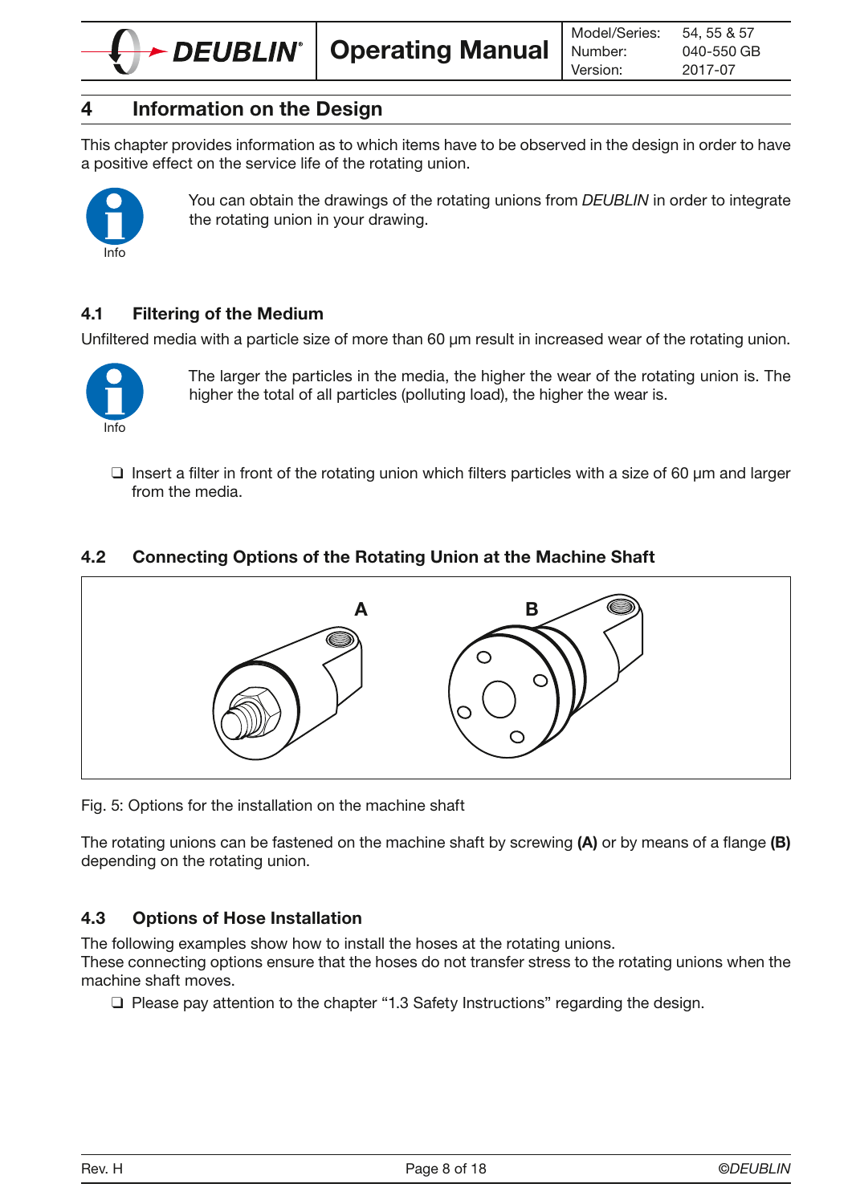# 4 Information on the Design

This chapter provides information as to which items have to be observed in the design in order to have a positive effect on the service life of the rotating union.

Info

You can obtain the drawings of the rotating unions from *DEUBLIN* in order to integrate the rotating union in your drawing.

## 4.1 Filtering of the Medium

Unfiltered media with a particle size of more than 60 µm result in increased wear of the rotating union.

Info

The larger the particles in the media, the higher the wear of the rotating union is. The higher the total of all particles (polluting load), the higher the wear is.

- ❑ Insert a filter in front of the rotating union which filters particles with a size of 60 µm and larger from the media.

## 4.2 Connecting Options of the Rotating Union at the Machine Shaft

Fig. 5: Options for the installation on the machine shaft

The rotating unions can be fastened on the machine shaft by screwing **(A)** or by means of a flange **(B)** depending on the rotating union.

## 4.3 Options of Hose Installation

The following examples show how to install the hoses at the rotating unions.
These connecting options ensure that the hoses do not transfer stress to the rotating unions when the machine shaft moves.

- ❑ Please pay attention to the chapter "1.3 Safety Instructions" regarding the design.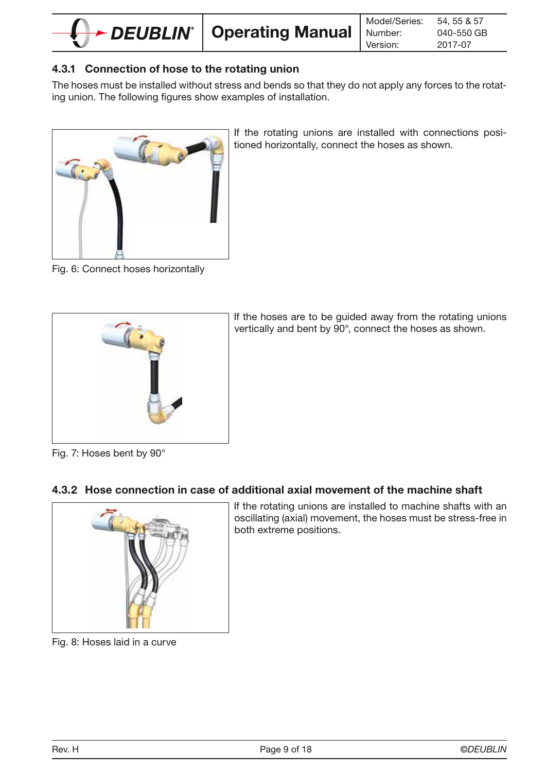### 4.3.1 Connection of hose to the rotating union

The hoses must be installed without stress and bends so that they do not apply any forces to the rotating union. The following figures show examples of installation.

If the rotating unions are installed with connections positioned horizontally, connect the hoses as shown.

Fig. 6: Connect hoses horizontally

If the hoses are to be guided away from the rotating unions vertically and bent by 90°, connect the hoses as shown.

Fig. 7: Hoses bent by 90°

### 4.3.2 Hose connection in case of additional axial movement of the machine shaft

If the rotating unions are installed to machine shafts with an oscillating (axial) movement, the hoses must be stress-free in both extreme positions.

Fig. 8: Hoses laid in a curve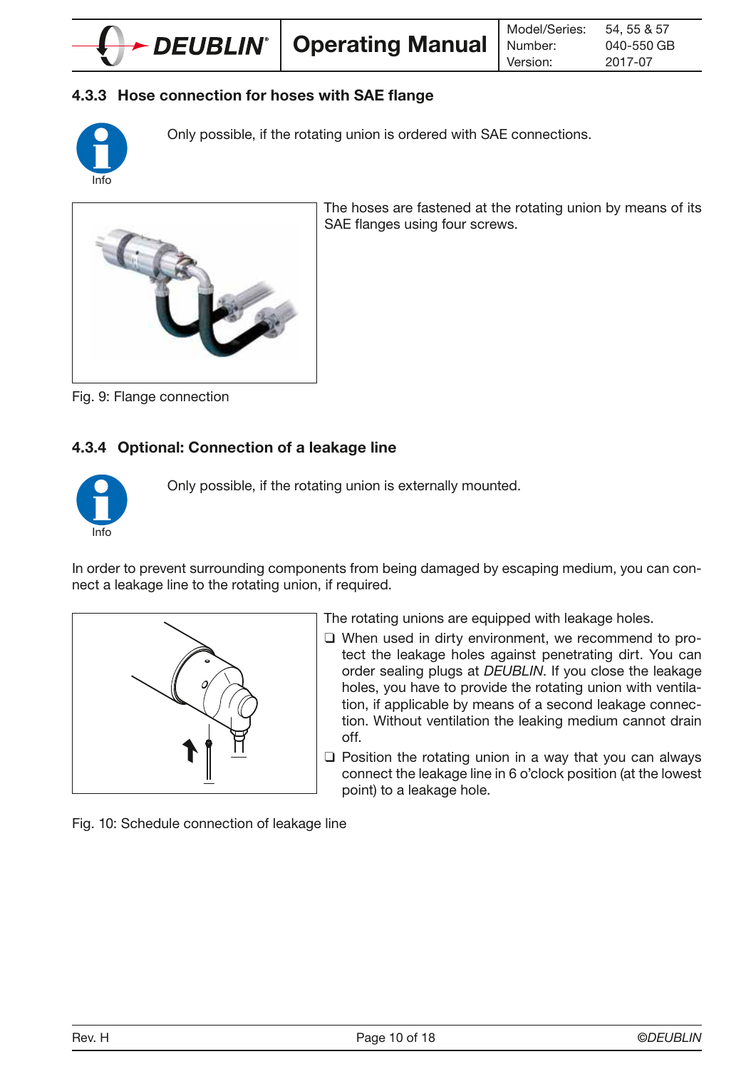### 4.3.3 Hose connection for hoses with SAE flange

Info

Only possible, if the rotating union is ordered with SAE connections.

The hoses are fastened at the rotating union by means of its SAE flanges using four screws.

Fig. 9: Flange connection

### 4.3.4 Optional: Connection of a leakage line

Info

Only possible, if the rotating union is externally mounted.

In order to prevent surrounding components from being damaged by escaping medium, you can connect a leakage line to the rotating union, if required.

The rotating unions are equipped with leakage holes.

- When used in dirty environment, we recommend to protect the leakage holes against penetrating dirt. You can order sealing plugs at *DEUBLIN*. If you close the leakage holes, you have to provide the rotating union with ventilation, if applicable by means of a second leakage connection. Without ventilation the leaking medium cannot drain off.
- Position the rotating union in a way that you can always connect the leakage line in 6 o'clock position (at the lowest point) to a leakage hole.

Fig. 10: Schedule connection of leakage line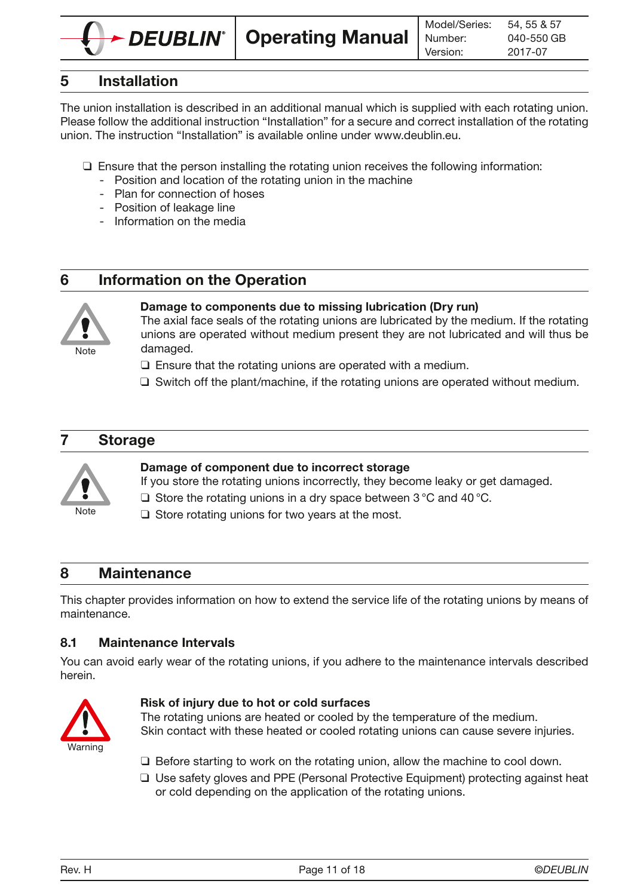## 5 Installation

The union installation is described in an additional manual which is supplied with each rotating union. Please follow the additional instruction “Installation” for a secure and correct installation of the rotating union. The instruction “Installation” is available online under www.deublin.eu.

- ❑ Ensure that the person installing the rotating union receives the following information:
  - Position and location of the rotating union in the machine
  - Plan for connection of hoses
  - Position of leakage line
  - Information on the media

## 6 Information on the Operation

Note

**Damage to components due to missing lubrication (Dry run)**

The axial face seals of the rotating unions are lubricated by the medium. If the rotating unions are operated without medium present they are not lubricated and will thus be damaged.

- ❑ Ensure that the rotating unions are operated with a medium.
- ❑ Switch off the plant/machine, if the rotating unions are operated without medium.

## 7 Storage

Note

**Damage of component due to incorrect storage**

If you store the rotating unions incorrectly, they become leaky or get damaged.

- ❑ Store the rotating unions in a dry space between 3 °C and 40 °C.
- ❑ Store rotating unions for two years at the most.

## 8 Maintenance

This chapter provides information on how to extend the service life of the rotating unions by means of maintenance.

### 8.1 Maintenance Intervals

You can avoid early wear of the rotating unions, if you adhere to the maintenance intervals described herein.

Warning

**Risk of injury due to hot or cold surfaces**

The rotating unions are heated or cooled by the temperature of the medium.
Skin contact with these heated or cooled rotating unions can cause severe injuries.

- ❑ Before starting to work on the rotating union, allow the machine to cool down.
- ❑ Use safety gloves and PPE (Personal Protective Equipment) protecting against heat or cold depending on the application of the rotating unions.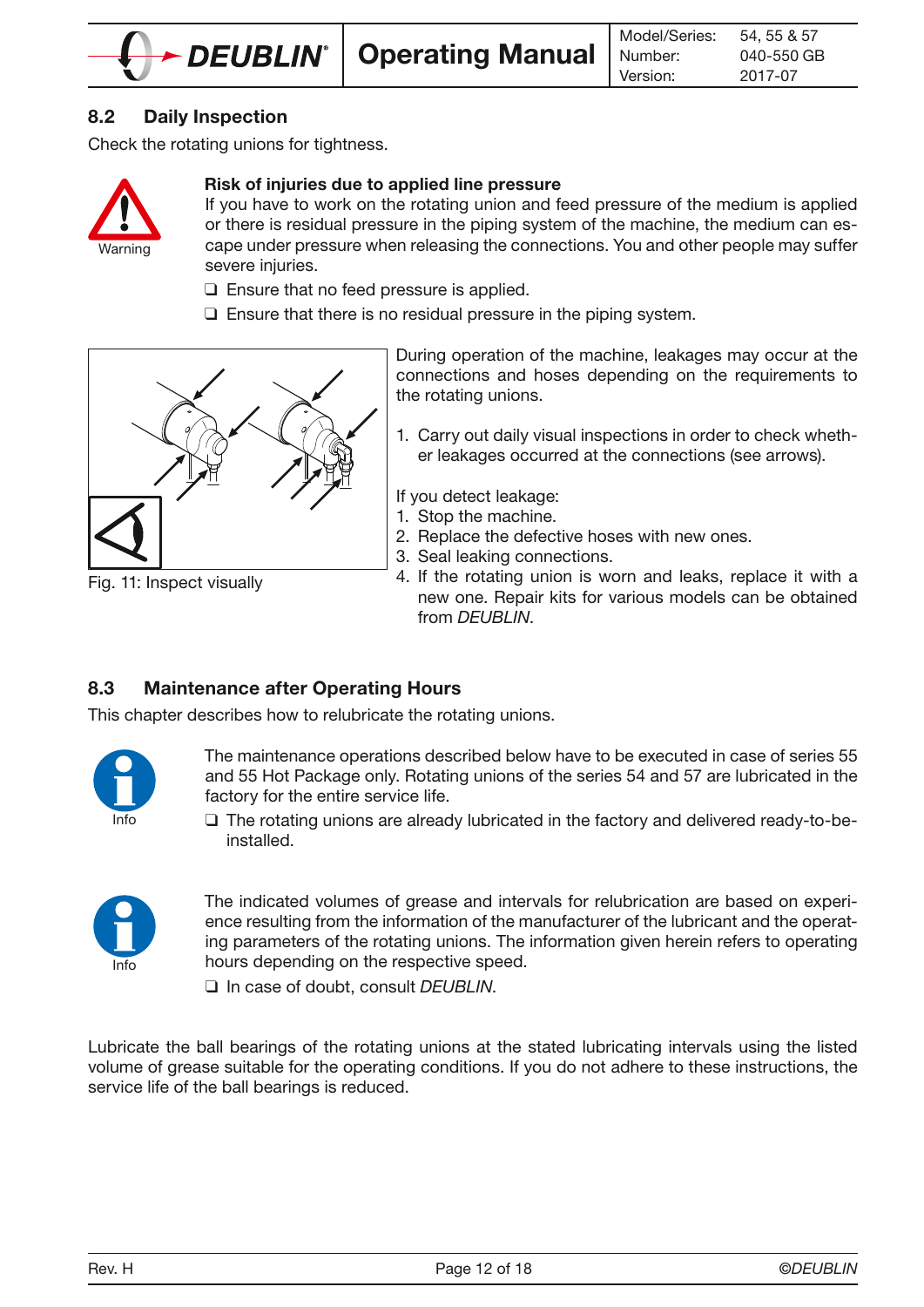## 8.2 Daily Inspection

Check the rotating unions for tightness.

Warning

**Risk of injuries due to applied line pressure**

If you have to work on the rotating union and feed pressure of the medium is applied or there is residual pressure in the piping system of the machine, the medium can escape under pressure when releasing the connections. You and other people may suffer severe injuries.

- ❑ Ensure that no feed pressure is applied.
- ❑ Ensure that there is no residual pressure in the piping system.

Fig. 11: Inspect visually

During operation of the machine, leakages may occur at the connections and hoses depending on the requirements to the rotating unions.

1. Carry out daily visual inspections in order to check whether leakages occurred at the connections (see arrows).

If you detect leakage:

1. Stop the machine.
2. Replace the defective hoses with new ones.
3. Seal leaking connections.
4. If the rotating union is worn and leaks, replace it with a new one. Repair kits for various models can be obtained from *DEUBLIN*.

## 8.3 Maintenance after Operating Hours

This chapter describes how to relubricate the rotating unions.

Info

The maintenance operations described below have to be executed in case of series 55 and 55 Hot Package only. Rotating unions of the series 54 and 57 are lubricated in the factory for the entire service life.

- ❑ The rotating unions are already lubricated in the factory and delivered ready-to-be-installed.

Info

The indicated volumes of grease and intervals for relubrication are based on experience resulting from the information of the manufacturer of the lubricant and the operating parameters of the rotating unions. The information given herein refers to operating hours depending on the respective speed.

- ❑ In case of doubt, consult *DEUBLIN*.

Lubricate the ball bearings of the rotating unions at the stated lubricating intervals using the listed volume of grease suitable for the operating conditions. If you do not adhere to these instructions, the service life of the ball bearings is reduced.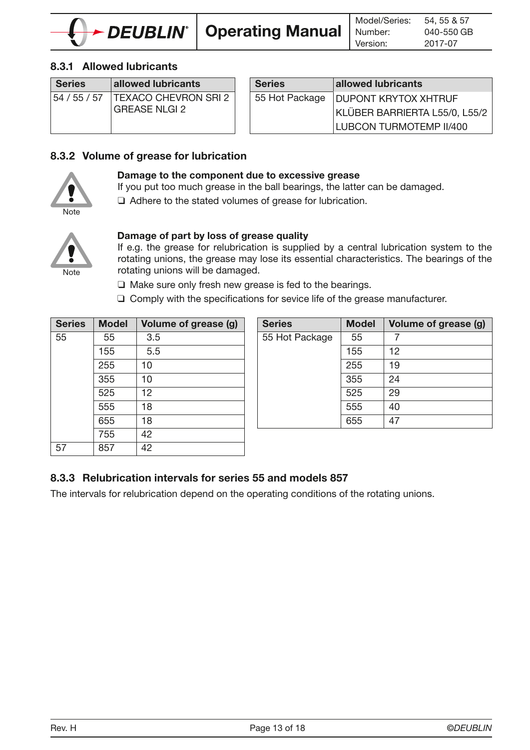### 8.3.1 Allowed lubricants

| Series | allowed lubricants |
|---|---|
| 54 / 55 / 57 | TEXACO CHEVRON SRI 2 GREASE NLGI 2 |

| Series | allowed lubricants |
|---|---|
| 55 Hot Package | DUPONT KRYTOX XHTRUF |
| | KLÜBER BARRIERTA L55/0, L55/2 |
| | LUBCON TURMOTEMP II/400 |

### 8.3.2 Volume of grease for lubrication

Note

**Damage to the component due to excessive grease**

If you put too much grease in the ball bearings, the latter can be damaged.

❑ Adhere to the stated volumes of grease for lubrication.

Note

**Damage of part by loss of grease quality**

If e.g. the grease for relubrication is supplied by a central lubrication system to the rotating unions, the grease may lose its essential characteristics. The bearings of the rotating unions will be damaged.

❑ Make sure only fresh new grease is fed to the bearings.

❑ Comply with the specifications for sevice life of the grease manufacturer.

| Series | Model | Volume of grease (g) |
|---|---|---|
| 55 | 55 | 3.5 |
| | 155 | 5.5 |
| | 255 | 10 |
| | 355 | 10 |
| | 525 | 12 |
| | 555 | 18 |
| | 655 | 18 |
| | 755 | 42 |
| 57 | 857 | 42 |

| Series | Model | Volume of grease (g) |
|---|---|---|
| 55 Hot Package | 55 | 7 |
| | 155 | 12 |
| | 255 | 19 |
| | 355 | 24 |
| | 525 | 29 |
| | 555 | 40 |
| | 655 | 47 |

### 8.3.3 Relubrication intervals for series 55 and models 857

The intervals for relubrication depend on the operating conditions of the rotating unions.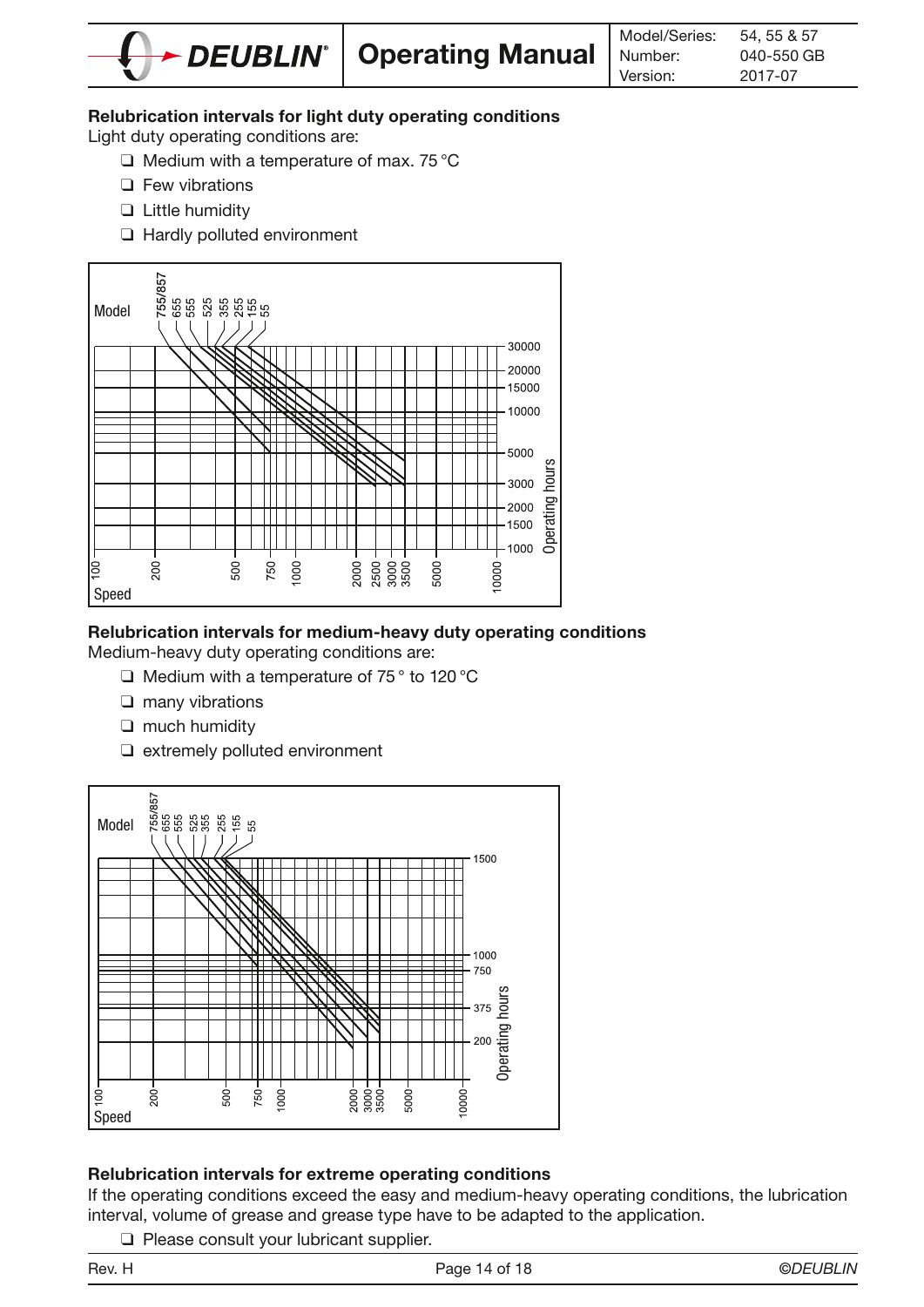**Relubrication intervals for light duty operating conditions**

Light duty operating conditions are:

- ❑ Medium with a temperature of max. 75 °C
- ❑ Few vibrations
- ❑ Little humidity
- ❑ Hardly polluted environment

Model: 755/857, 655, 555, 525, 355, 255, 155, 55

Operating hours: 30000, 20000, 15000, 10000, 5000, 3000, 2000, 1500, 1000

Speed: 100, 200, 500, 750, 1000, 2000, 2500, 3000, 3500, 5000, 10000

**Relubrication intervals for medium-heavy duty operating conditions**

Medium-heavy duty operating conditions are:

- ❑ Medium with a temperature of 75 ° to 120 °C
- ❑ many vibrations
- ❑ much humidity
- ❑ extremely polluted environment

Model: 755/857, 655, 555, 525, 355, 255, 155, 55

Operating hours: 1500, 1000, 750, 375, 200

Speed: 100, 200, 500, 750, 1000, 2000, 3000, 3500, 5000, 10000

**Relubrication intervals for extreme operating conditions**

If the operating conditions exceed the easy and medium-heavy operating conditions, the lubrication interval, volume of grease and grease type have to be adapted to the application.

- ❑ Please consult your lubricant supplier.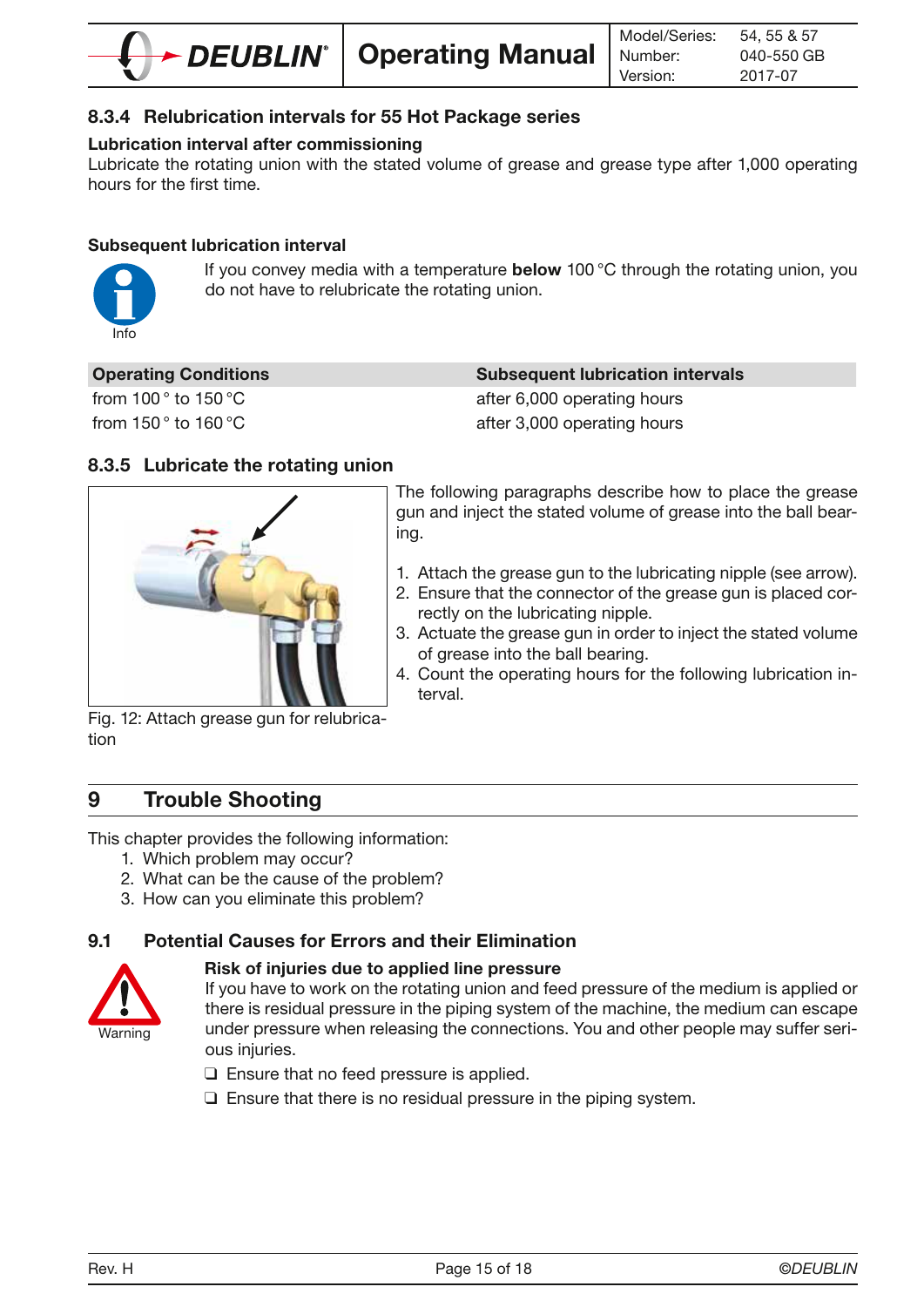### 8.3.4 Relubrication intervals for 55 Hot Package series

**Lubrication interval after commissioning**

Lubricate the rotating union with the stated volume of grease and grease type after 1,000 operating hours for the first time.

**Subsequent lubrication interval**

Info

If you convey media with a temperature **below** 100 °C through the rotating union, you do not have to relubricate the rotating union.

| Operating Conditions | Subsequent lubrication intervals |
|---|---|
| from 100 ° to 150 °C | after 6,000 operating hours |
| from 150 ° to 160 °C | after 3,000 operating hours |

### 8.3.5 Lubricate the rotating union

Fig. 12: Attach grease gun for relubrication

The following paragraphs describe how to place the grease gun and inject the stated volume of grease into the ball bearing.

1. Attach the grease gun to the lubricating nipple (see arrow).
2. Ensure that the connector of the grease gun is placed correctly on the lubricating nipple.
3. Actuate the grease gun in order to inject the stated volume of grease into the ball bearing.
4. Count the operating hours for the following lubrication interval.

## 9 Trouble Shooting

This chapter provides the following information:

1. Which problem may occur?
2. What can be the cause of the problem?
3. How can you eliminate this problem?

### 9.1 Potential Causes for Errors and their Elimination

Warning

**Risk of injuries due to applied line pressure**

If you have to work on the rotating union and feed pressure of the medium is applied or there is residual pressure in the piping system of the machine, the medium can escape under pressure when releasing the connections. You and other people may suffer serious injuries.

- ❑ Ensure that no feed pressure is applied.
- ❑ Ensure that there is no residual pressure in the piping system.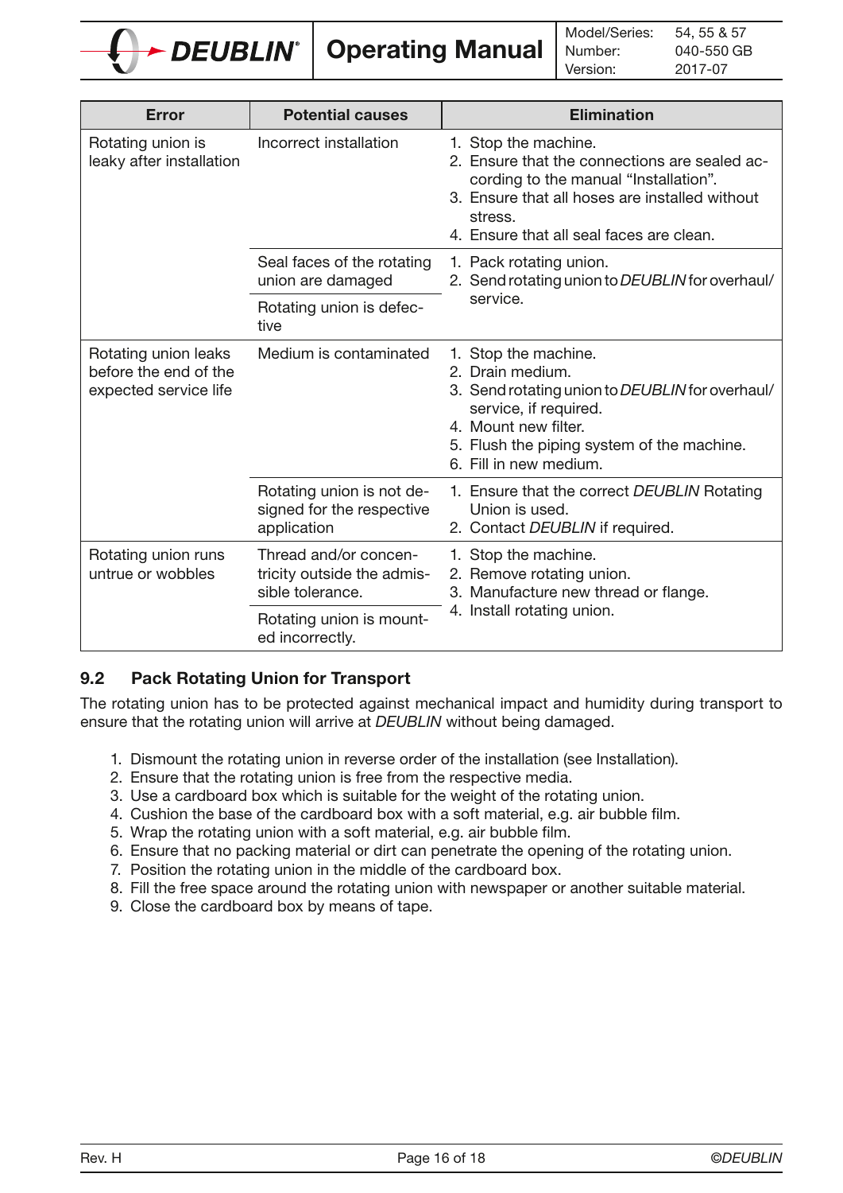| Error | Potential causes | Elimination |
|---|---|---|
| Rotating union is leaky after installation | Incorrect installation | 1. Stop the machine.<br>2. Ensure that the connections are sealed according to the manual "Installation".<br>3. Ensure that all hoses are installed without stress.<br>4. Ensure that all seal faces are clean. |
| | Seal faces of the rotating union are damaged | 1. Pack rotating union.<br>2. Send rotating union to *DEUBLIN* for overhaul/service. |
| | Rotating union is defective | |
| Rotating union leaks before the end of the expected service life | Medium is contaminated | 1. Stop the machine.<br>2. Drain medium.<br>3. Send rotating union to *DEUBLIN* for overhaul/service, if required.<br>4. Mount new filter.<br>5. Flush the piping system of the machine.<br>6. Fill in new medium. |
| | Rotating union is not designed for the respective application | 1. Ensure that the correct *DEUBLIN* Rotating Union is used.<br>2. Contact *DEUBLIN* if required. |
| Rotating union runs untrue or wobbles | Thread and/or concentricity outside the admissible tolerance. | 1. Stop the machine.<br>2. Remove rotating union.<br>3. Manufacture new thread or flange.<br>4. Install rotating union. |
| | Rotating union is mounted incorrectly. | |

## 9.2 Pack Rotating Union for Transport

The rotating union has to be protected against mechanical impact and humidity during transport to ensure that the rotating union will arrive at *DEUBLIN* without being damaged.

1. Dismount the rotating union in reverse order of the installation (see Installation).
2. Ensure that the rotating union is free from the respective media.
3. Use a cardboard box which is suitable for the weight of the rotating union.
4. Cushion the base of the cardboard box with a soft material, e.g. air bubble film.
5. Wrap the rotating union with a soft material, e.g. air bubble film.
6. Ensure that no packing material or dirt can penetrate the opening of the rotating union.
7. Position the rotating union in the middle of the cardboard box.
8. Fill the free space around the rotating union with newspaper or another suitable material.
9. Close the cardboard box by means of tape.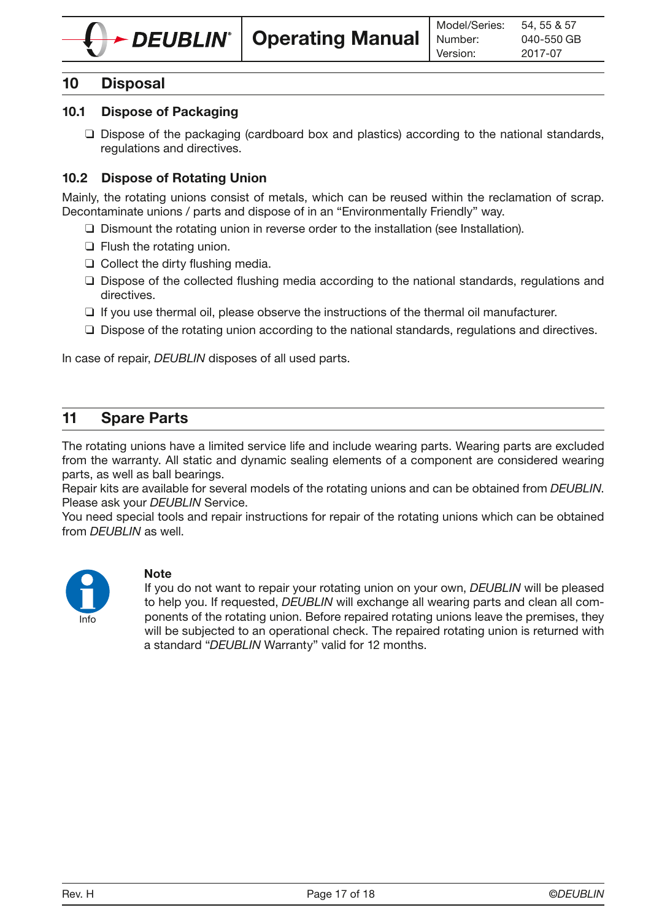## 10 Disposal

### 10.1 Dispose of Packaging

- ❑ Dispose of the packaging (cardboard box and plastics) according to the national standards, regulations and directives.

### 10.2 Dispose of Rotating Union

Mainly, the rotating unions consist of metals, which can be reused within the reclamation of scrap. Decontaminate unions / parts and dispose of in an "Environmentally Friendly" way.

- ❑ Dismount the rotating union in reverse order to the installation (see Installation).
- ❑ Flush the rotating union.
- ❑ Collect the dirty flushing media.
- ❑ Dispose of the collected flushing media according to the national standards, regulations and directives.
- ❑ If you use thermal oil, please observe the instructions of the thermal oil manufacturer.
- ❑ Dispose of the rotating union according to the national standards, regulations and directives.

In case of repair, *DEUBLIN* disposes of all used parts.

## 11 Spare Parts

The rotating unions have a limited service life and include wearing parts. Wearing parts are excluded from the warranty. All static and dynamic sealing elements of a component are considered wearing parts, as well as ball bearings.
Repair kits are available for several models of the rotating unions and can be obtained from *DEUBLIN*. Please ask your *DEUBLIN* Service.
You need special tools and repair instructions for repair of the rotating unions which can be obtained from *DEUBLIN* as well.

Info

**Note**
If you do not want to repair your rotating union on your own, *DEUBLIN* will be pleased to help you. If requested, *DEUBLIN* will exchange all wearing parts and clean all components of the rotating union. Before repaired rotating unions leave the premises, they will be subjected to an operational check. The repaired rotating union is returned with a standard "*DEUBLIN* Warranty" valid for 12 months.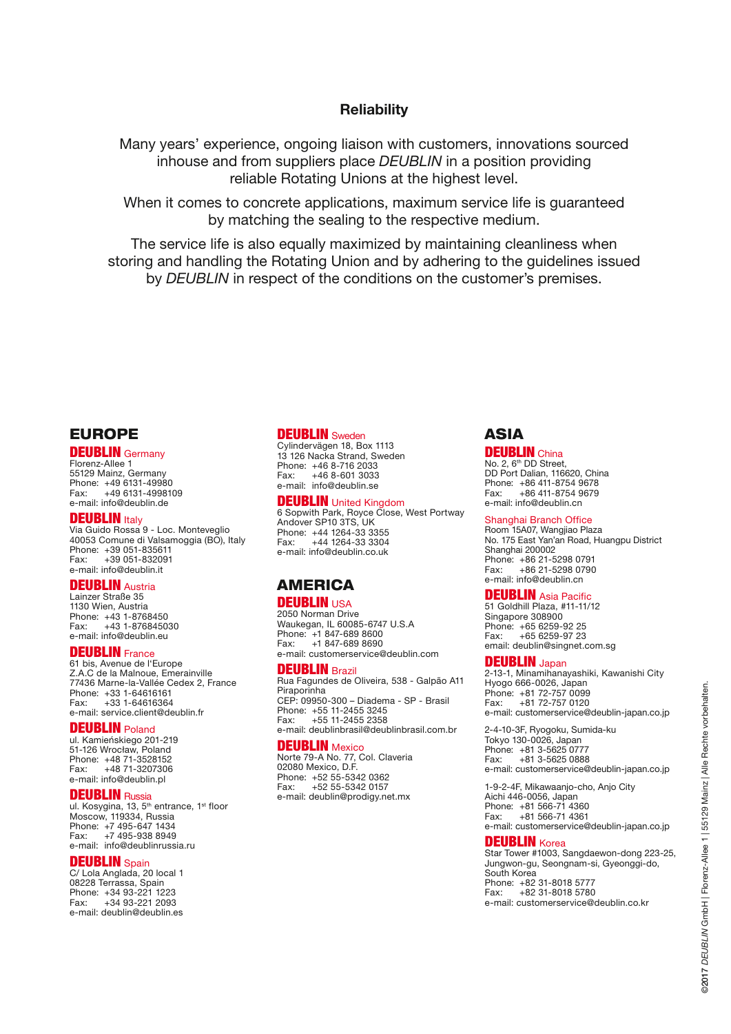## Reliability

Many years' experience, ongoing liaison with customers, innovations sourced inhouse and from suppliers place *DEUBLIN* in a position providing reliable Rotating Unions at the highest level.

When it comes to concrete applications, maximum service life is guaranteed by matching the sealing to the respective medium.

The service life is also equally maximized by maintaining cleanliness when storing and handling the Rotating Union and by adhering to the guidelines issued by *DEUBLIN* in respect of the conditions on the customer's premises.

## EUROPE

**DEUBLIN** Germany
Florenz-Allee 1
55129 Mainz, Germany
Phone: +49 6131-49980
Fax: +49 6131-4998109
e-mail: info@deublin.de

**DEUBLIN** Italy
Via Guido Rossa 9 - Loc. Monteveglio
40053 Comune di Valsamoggia (BO), Italy
Phone: +39 051-835611
Fax: +39 051-832091
e-mail: info@deublin.it

**DEUBLIN** Austria
Lainzer Straße 35
1130 Wien, Austria
Phone: +43 1-8768450
Fax: +43 1-876845030
e-mail: info@deublin.eu

**DEUBLIN** France
61 bis, Avenue de l'Europe
Z.A.C de la Malnoue, Emerainville
77436 Marne-la-Vallée Cedex 2, France
Phone: +33 1-64616161
Fax: +33 1-64616364
e-mail: service.client@deublin.fr

**DEUBLIN** Poland
ul. Kamieńskiego 201-219
51-126 Wrocław, Poland
Phone: +48 71-3528152
Fax: +48 71-3207306
e-mail: info@deublin.pl

**DEUBLIN** Russia
ul. Kosygina, 13, 5th entrance, 1st floor
Moscow, 119334, Russia
Phone: +7 495-647 1434
Fax: +7 495-938 8949
e-mail: info@deublinrussia.ru

**DEUBLIN** Spain
C/ Lola Anglada, 20 local 1
08228 Terrassa, Spain
Phone: +34 93-221 1223
Fax: +34 93-221 2093
e-mail: deublin@deublin.es

**DEUBLIN** Sweden
Cylindervägen 18, Box 1113
13 126 Nacka Strand, Sweden
Phone: +46 8-716 2033
Fax: +46 8-601 3033
e-mail: info@deublin.se

**DEUBLIN** United Kingdom
6 Sopwith Park, Royce Close, West Portway
Andover SP10 3TS, UK
Phone: +44 1264-33 3355
Fax: +44 1264-33 3304
e-mail: info@deublin.co.uk

## AMERICA

**DEUBLIN** USA
2050 Norman Drive
Waukegan, IL 60085-6747 U.S.A
Phone: +1 847-689 8600
Fax: +1 847-689 8690
e-mail: customerservice@deublin.com

**DEUBLIN** Brazil
Rua Fagundes de Oliveira, 538 - Galpão A11
Piraporinha
CEP: 09950-300 – Diadema - SP - Brasil
Phone: +55 11-2455 3245
Fax: +55 11-2455 2358
e-mail: deublinbrasil@deublinbrasil.com.br

**DEUBLIN** Mexico
Norte 79-A No. 77, Col. Claveria
02080 Mexico, D.F.
Phone: +52 55-5342 0362
Fax: +52 55-5342 0157
e-mail: deublin@prodigy.net.mx

## ASIA

**DEUBLIN** China
No. 2, 6th DD Street,
DD Port Dalian, 116620, China
Phone: +86 411-8754 9678
Fax: +86 411-8754 9679
e-mail: info@deublin.cn

Shanghai Branch Office
Room 15A07, Wangjiao Plaza
No. 175 East Yan'an Road, Huangpu District
Shanghai 200002
Phone: +86 21-5298 0791
Fax: +86 21-5298 0790
e-mail: info@deublin.cn

**DEUBLIN** Asia Pacific
51 Goldhill Plaza, #11-11/12
Singapore 308900
Phone: +65 6259-92 25
Fax: +65 6259-97 23
email: deublin@singnet.com.sg

**DEUBLIN** Japan
2-13-1, Minamihanayashiki, Kawanishi City
Hyogo 666-0026, Japan
Phone: +81 72-757 0099
Fax: +81 72-757 0120
e-mail: customerservice@deublin-japan.co.jp

2-4-10-3F, Ryogoku, Sumida-ku
Tokyo 130-0026, Japan
Phone: +81 3-5625 0777
Fax: +81 3-5625 0888
e-mail: customerservice@deublin-japan.co.jp

1-9-2-4F, Mikawaanjo-cho, Anjo City
Aichi 446-0056, Japan
Phone: +81 566-71 4360
Fax: +81 566-71 4361
e-mail: customerservice@deublin-japan.co.jp

**DEUBLIN** Korea
Star Tower #1003, Sangdaewon-dong 223-25,
Jungwon-gu, Seongnam-si, Gyeonggi-do,
South Korea
Phone: +82 31-8018 5777
Fax: +82 31-8018 5780
e-mail: customerservice@deublin.co.kr

©2017 *DEUBLIN* GmbH | Florenz-Allee 1 | 55129 Mainz | Alle Rechte vorbehalten.